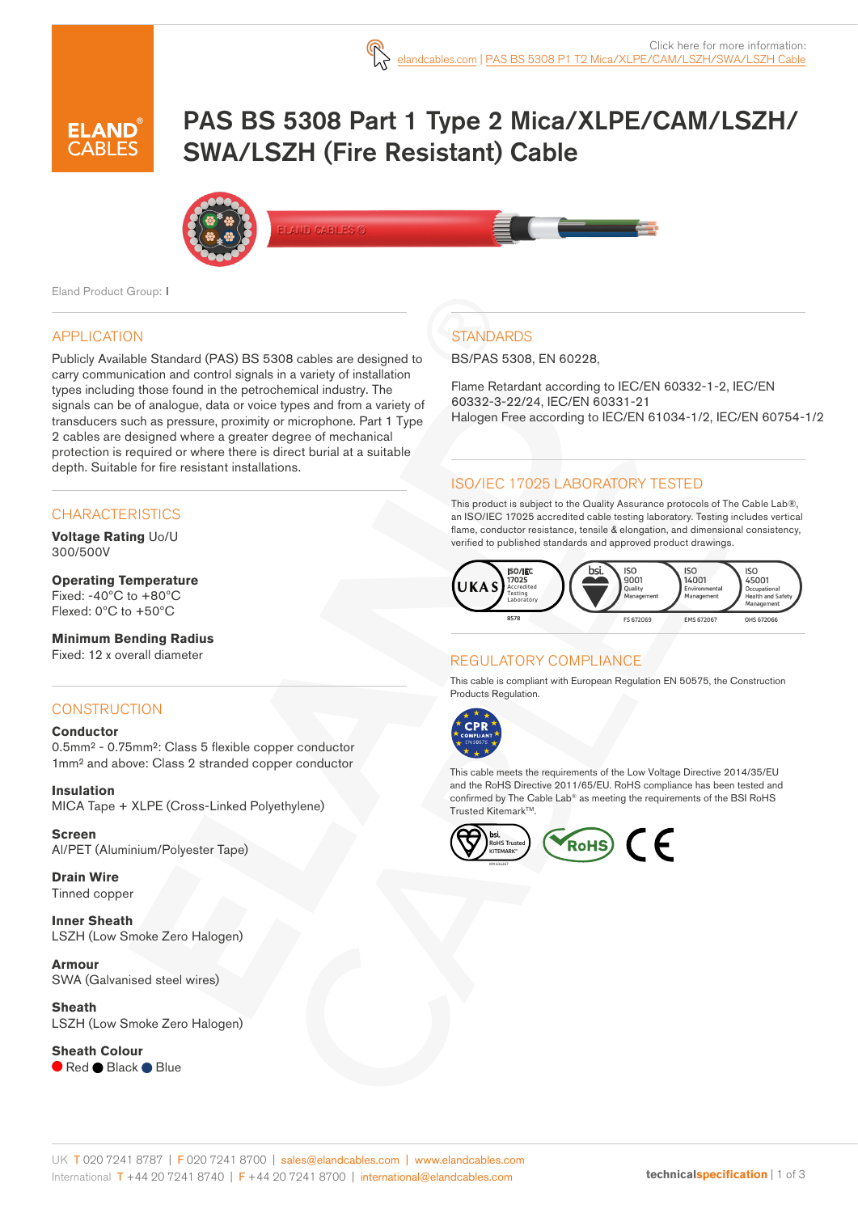Click here for more information: elandcables.com | PAS BS 5308 P1 T2 Mica/XLPE/CAM/LSZH/SWA/LSZH Cable

# PAS BS 5308 Part 1 Type 2 Mica/XLPE/CAM/LSZH/SWA/LSZH (Fire Resistant) Cable

Eland Product Group: I

## APPLICATION

Publicly Available Standard (PAS) BS 5308 cables are designed to carry communication and control signals in a variety of installation types including those found in the petrochemical industry. The signals can be of analogue, data or voice types and from a variety of transducers such as pressure, proximity or microphone. Part 1 Type 2 cables are designed where a greater degree of mechanical protection is required or where there is direct burial at a suitable depth. Suitable for fire resistant installations.

## CHARACTERISTICS

**Voltage Rating** Uo/U
300/500V

**Operating Temperature**
Fixed: -40°C to +80°C
Flexed: 0°C to +50°C

**Minimum Bending Radius**
Fixed: 12 x overall diameter

## CONSTRUCTION

**Conductor**
0.5mm² - 0.75mm²: Class 5 flexible copper conductor
1mm² and above: Class 2 stranded copper conductor

**Insulation**
MICA Tape + XLPE (Cross-Linked Polyethylene)

**Screen**
Al/PET (Aluminium/Polyester Tape)

**Drain Wire**
Tinned copper

**Inner Sheath**
LSZH (Low Smoke Zero Halogen)

**Armour**
SWA (Galvanised steel wires)

**Sheath**
LSZH (Low Smoke Zero Halogen)

**Sheath Colour**
Red, Black, Blue

## STANDARDS

BS/PAS 5308, EN 60228,

Flame Retardant according to IEC/EN 60332-1-2, IEC/EN 60332-3-22/24, IEC/EN 60331-21
Halogen Free according to IEC/EN 61034-1/2, IEC/EN 60754-1/2

## ISO/IEC 17025 LABORATORY TESTED

This product is subject to the Quality Assurance protocols of The Cable Lab®, an ISO/IEC 17025 accredited cable testing laboratory. Testing includes vertical flame, conductor resistance, tensile & elongation, and dimensional consistency, verified to published standards and approved product drawings.

UKAS ISO/IEC 17025 Accredited Testing Laboratory 8578 | bsi. ISO 9001 Quality Management FS 672069 | ISO 14001 Environmental Management EMS 672067 | ISO 45001 Occupational Health and Safety Management OHS 672066

## REGULATORY COMPLIANCE

This cable is compliant with European Regulation EN 50575, the Construction Products Regulation.

CPR COMPLIANT EN 50575

This cable meets the requirements of the Low Voltage Directive 2014/35/EU and the RoHS Directive 2011/65/EU. RoHS compliance has been tested and confirmed by The Cable Lab® as meeting the requirements of the BSI RoHS Trusted Kitemark™.

bsi. RoHS Trusted KITEMARK™ | RoHS | CE

UK T 020 7241 8787 | F 020 7241 8700 | sales@elandcables.com | www.elandcables.com
International T +44 20 7241 8740 | F +44 20 7241 8700 | international@elandcables.com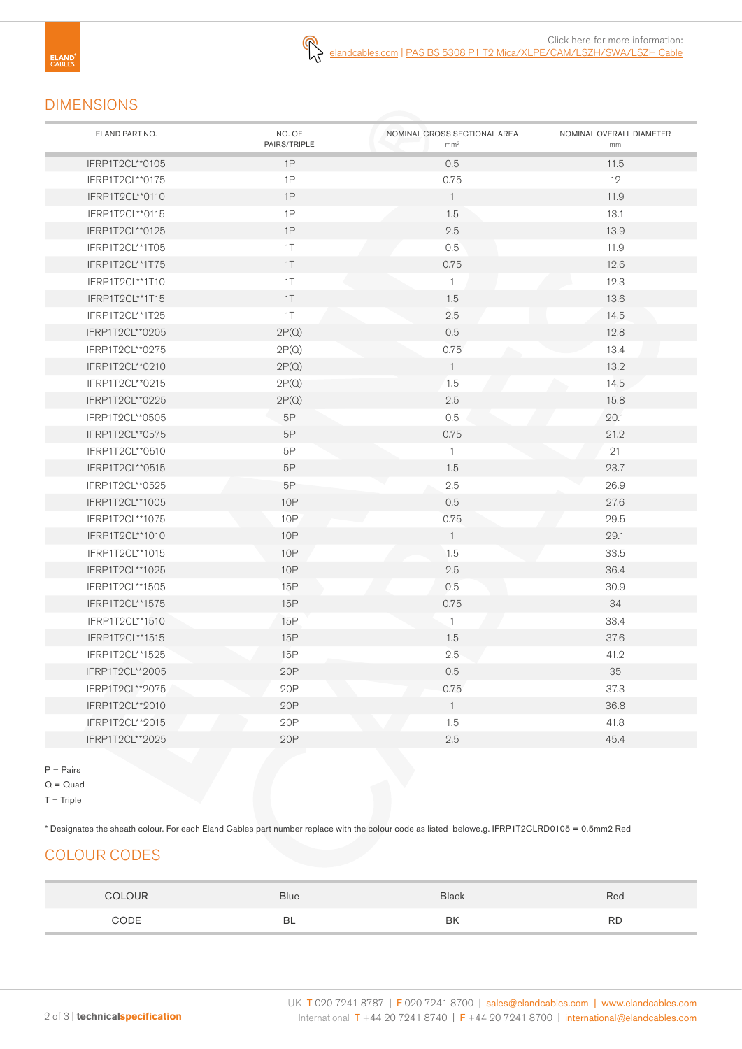Click here for more information: elandcables.com | PAS BS 5308 P1 T2 Mica/XLPE/CAM/LSZH/SWA/LSZH Cable

## DIMENSIONS

| ELAND PART NO. | NO. OF PAIRS/TRIPLE | NOMINAL CROSS SECTIONAL AREA mm² | NOMINAL OVERALL DIAMETER mm |
|---|---|---|---|
| IFRP1T2CL**0105 | 1P | 0.5 | 11.5 |
| IFRP1T2CL**0175 | 1P | 0.75 | 12 |
| IFRP1T2CL**0110 | 1P | 1 | 11.9 |
| IFRP1T2CL**0115 | 1P | 1.5 | 13.1 |
| IFRP1T2CL**0125 | 1P | 2.5 | 13.9 |
| IFRP1T2CL**1T05 | 1T | 0.5 | 11.9 |
| IFRP1T2CL**1T75 | 1T | 0.75 | 12.6 |
| IFRP1T2CL**1T10 | 1T | 1 | 12.3 |
| IFRP1T2CL**1T15 | 1T | 1.5 | 13.6 |
| IFRP1T2CL**1T25 | 1T | 2.5 | 14.5 |
| IFRP1T2CL**0205 | 2P(Q) | 0.5 | 12.8 |
| IFRP1T2CL**0275 | 2P(Q) | 0.75 | 13.4 |
| IFRP1T2CL**0210 | 2P(Q) | 1 | 13.2 |
| IFRP1T2CL**0215 | 2P(Q) | 1.5 | 14.5 |
| IFRP1T2CL**0225 | 2P(Q) | 2.5 | 15.8 |
| IFRP1T2CL**0505 | 5P | 0.5 | 20.1 |
| IFRP1T2CL**0575 | 5P | 0.75 | 21.2 |
| IFRP1T2CL**0510 | 5P | 1 | 21 |
| IFRP1T2CL**0515 | 5P | 1.5 | 23.7 |
| IFRP1T2CL**0525 | 5P | 2.5 | 26.9 |
| IFRP1T2CL**1005 | 10P | 0.5 | 27.6 |
| IFRP1T2CL**1075 | 10P | 0.75 | 29.5 |
| IFRP1T2CL**1010 | 10P | 1 | 29.1 |
| IFRP1T2CL**1015 | 10P | 1.5 | 33.5 |
| IFRP1T2CL**1025 | 10P | 2.5 | 36.4 |
| IFRP1T2CL**1505 | 15P | 0.5 | 30.9 |
| IFRP1T2CL**1575 | 15P | 0.75 | 34 |
| IFRP1T2CL**1510 | 15P | 1 | 33.4 |
| IFRP1T2CL**1515 | 15P | 1.5 | 37.6 |
| IFRP1T2CL**1525 | 15P | 2.5 | 41.2 |
| IFRP1T2CL**2005 | 20P | 0.5 | 35 |
| IFRP1T2CL**2075 | 20P | 0.75 | 37.3 |
| IFRP1T2CL**2010 | 20P | 1 | 36.8 |
| IFRP1T2CL**2015 | 20P | 1.5 | 41.8 |
| IFRP1T2CL**2025 | 20P | 2.5 | 45.4 |

P = Pairs
Q = Quad
T = Triple

* Designates the sheath colour. For each Eland Cables part number replace with the colour code as listed belowe.g. IFRP1T2CLRD0105 = 0.5mm2 Red

## COLOUR CODES

| COLOUR | Blue | Black | Red |
|---|---|---|---|
| CODE | BL | BK | RD |

UK T 020 7241 8787 | F 020 7241 8700 | sales@elandcables.com | www.elandcables.com
International T +44 20 7241 8740 | F +44 20 7241 8700 | international@elandcables.com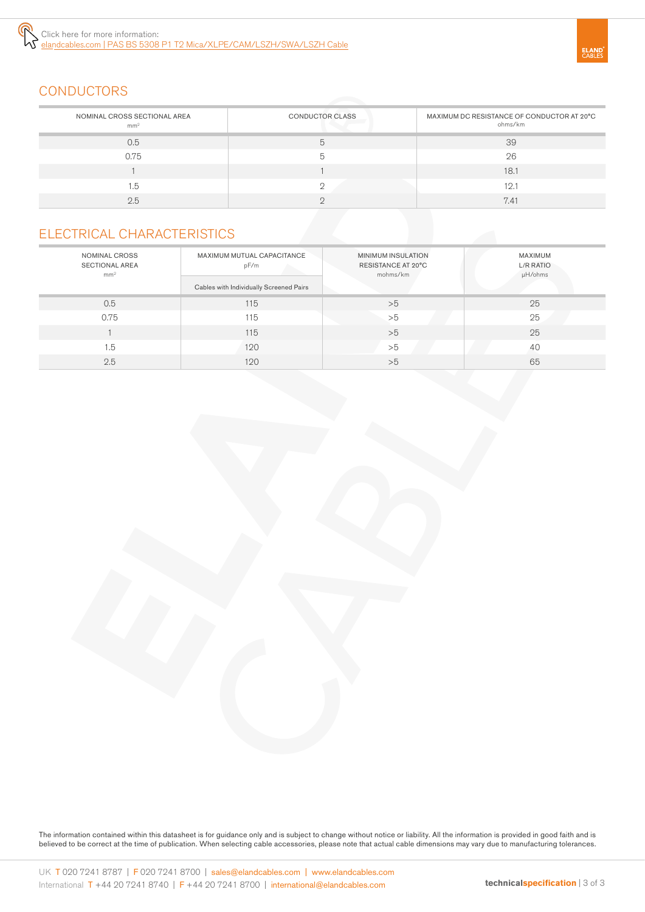Click here for more information:
elandcables.com | PAS BS 5308 P1 T2 Mica/XLPE/CAM/LSZH/SWA/LSZH Cable

## CONDUCTORS

| NOMINAL CROSS SECTIONAL AREA mm² | CONDUCTOR CLASS | MAXIMUM DC RESISTANCE OF CONDUCTOR AT 20°C ohms/km |
|---|---|---|
| 0.5 | 5 | 39 |
| 0.75 | 5 | 26 |
| 1 | 1 | 18.1 |
| 1.5 | 2 | 12.1 |
| 2.5 | 2 | 7.41 |

## ELECTRICAL CHARACTERISTICS

| NOMINAL CROSS SECTIONAL AREA mm² | MAXIMUM MUTUAL CAPACITANCE pF/m | MINIMUM INSULATION RESISTANCE AT 20°C mohms/km | MAXIMUM L/R RATIO µH/ohms |
|---|---|---|---|
| | Cables with Individually Screened Pairs | | |
| 0.5 | 115 | >5 | 25 |
| 0.75 | 115 | >5 | 25 |
| 1 | 115 | >5 | 25 |
| 1.5 | 120 | >5 | 40 |
| 2.5 | 120 | >5 | 65 |

The information contained within this datasheet is for guidance only and is subject to change without notice or liability. All the information is provided in good faith and is believed to be correct at the time of publication. When selecting cable accessories, please note that actual cable dimensions may vary due to manufacturing tolerances.

UK T 020 7241 8787 | F 020 7241 8700 | sales@elandcables.com | www.elandcables.com
International T +44 20 7241 8740 | F +44 20 7241 8700 | international@elandcables.com